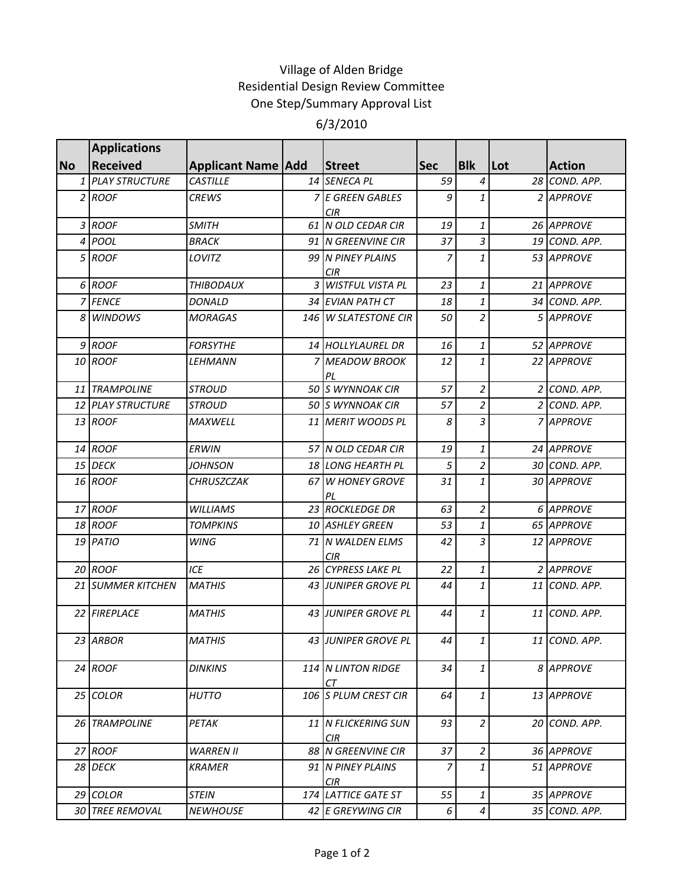# Village of Alden Bridge
## Residential Design Review Committee
## One Step/Summary Approval List
## 6/3/2010

| No | Applications Received | Applicant Name | Add | Street | Sec | Blk | Lot | Action |
|---|---|---|---|---|---|---|---|---|
| 1 | PLAY STRUCTURE | CASTILLE | 14 | SENECA PL | 59 | 4 | 28 | COND. APP. |
| 2 | ROOF | CREWS | 7 | E GREEN GABLES CIR | 9 | 1 | 2 | APPROVE |
| 3 | ROOF | SMITH | 61 | N OLD CEDAR CIR | 19 | 1 | 26 | APPROVE |
| 4 | POOL | BRACK | 91 | N GREENVINE CIR | 37 | 3 | 19 | COND. APP. |
| 5 | ROOF | LOVITZ | 99 | N PINEY PLAINS CIR | 7 | 1 | 53 | APPROVE |
| 6 | ROOF | THIBODAUX | 3 | WISTFUL VISTA PL | 23 | 1 | 21 | APPROVE |
| 7 | FENCE | DONALD | 34 | EVIAN PATH CT | 18 | 1 | 34 | COND. APP. |
| 8 | WINDOWS | MORAGAS | 146 | W SLATESTONE CIR | 50 | 2 | 5 | APPROVE |
| 9 | ROOF | FORSYTHE | 14 | HOLLYLAUREL DR | 16 | 1 | 52 | APPROVE |
| 10 | ROOF | LEHMANN | 7 | MEADOW BROOK PL | 12 | 1 | 22 | APPROVE |
| 11 | TRAMPOLINE | STROUD | 50 | S WYNNOAK CIR | 57 | 2 | 2 | COND. APP. |
| 12 | PLAY STRUCTURE | STROUD | 50 | S WYNNOAK CIR | 57 | 2 | 2 | COND. APP. |
| 13 | ROOF | MAXWELL | 11 | MERIT WOODS PL | 8 | 3 | 7 | APPROVE |
| 14 | ROOF | ERWIN | 57 | N OLD CEDAR CIR | 19 | 1 | 24 | APPROVE |
| 15 | DECK | JOHNSON | 18 | LONG HEARTH PL | 5 | 2 | 30 | COND. APP. |
| 16 | ROOF | CHRUSZCZAK | 67 | W HONEY GROVE PL | 31 | 1 | 30 | APPROVE |
| 17 | ROOF | WILLIAMS | 23 | ROCKLEDGE DR | 63 | 2 | 6 | APPROVE |
| 18 | ROOF | TOMPKINS | 10 | ASHLEY GREEN | 53 | 1 | 65 | APPROVE |
| 19 | PATIO | WING | 71 | N WALDEN ELMS CIR | 42 | 3 | 12 | APPROVE |
| 20 | ROOF | ICE | 26 | CYPRESS LAKE PL | 22 | 1 | 2 | APPROVE |
| 21 | SUMMER KITCHEN | MATHIS | 43 | JUNIPER GROVE PL | 44 | 1 | 11 | COND. APP. |
| 22 | FIREPLACE | MATHIS | 43 | JUNIPER GROVE PL | 44 | 1 | 11 | COND. APP. |
| 23 | ARBOR | MATHIS | 43 | JUNIPER GROVE PL | 44 | 1 | 11 | COND. APP. |
| 24 | ROOF | DINKINS | 114 | N LINTON RIDGE CT | 34 | 1 | 8 | APPROVE |
| 25 | COLOR | HUTTO | 106 | S PLUM CREST CIR | 64 | 1 | 13 | APPROVE |
| 26 | TRAMPOLINE | PETAK | 11 | N FLICKERING SUN CIR | 93 | 2 | 20 | COND. APP. |
| 27 | ROOF | WARREN II | 88 | N GREENVINE CIR | 37 | 2 | 36 | APPROVE |
| 28 | DECK | KRAMER | 91 | N PINEY PLAINS CIR | 7 | 1 | 51 | APPROVE |
| 29 | COLOR | STEIN | 174 | LATTICE GATE ST | 55 | 1 | 35 | APPROVE |
| 30 | TREE REMOVAL | NEWHOUSE | 42 | E GREYWING CIR | 6 | 4 | 35 | COND. APP. |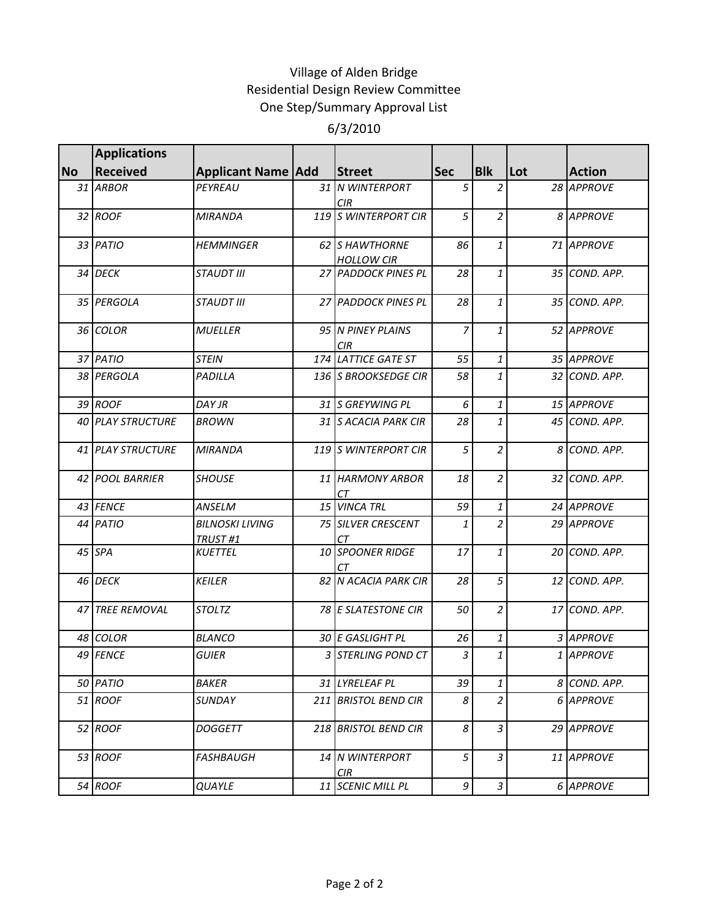Village of Alden Bridge
Residential Design Review Committee
One Step/Summary Approval List
6/3/2010

| No | Applications Received | Applicant Name | Add | Street | Sec | Blk | Lot | Action |
|---|---|---|---|---|---|---|---|---|
| 31 | ARBOR | PEYREAU | 31 | N WINTERPORT CIR | 5 | 2 | 28 | APPROVE |
| 32 | ROOF | MIRANDA | 119 | S WINTERPORT CIR | 5 | 2 | 8 | APPROVE |
| 33 | PATIO | HEMMINGER | 62 | S HAWTHORNE HOLLOW CIR | 86 | 1 | 71 | APPROVE |
| 34 | DECK | STAUDT III | 27 | PADDOCK PINES PL | 28 | 1 | 35 | COND. APP. |
| 35 | PERGOLA | STAUDT III | 27 | PADDOCK PINES PL | 28 | 1 | 35 | COND. APP. |
| 36 | COLOR | MUELLER | 95 | N PINEY PLAINS CIR | 7 | 1 | 52 | APPROVE |
| 37 | PATIO | STEIN | 174 | LATTICE GATE ST | 55 | 1 | 35 | APPROVE |
| 38 | PERGOLA | PADILLA | 136 | S BROOKSEDGE CIR | 58 | 1 | 32 | COND. APP. |
| 39 | ROOF | DAY JR | 31 | S GREYWING PL | 6 | 1 | 15 | APPROVE |
| 40 | PLAY STRUCTURE | BROWN | 31 | S ACACIA PARK CIR | 28 | 1 | 45 | COND. APP. |
| 41 | PLAY STRUCTURE | MIRANDA | 119 | S WINTERPORT CIR | 5 | 2 | 8 | COND. APP. |
| 42 | POOL BARRIER | SHOUSE | 11 | HARMONY ARBOR CT | 18 | 2 | 32 | COND. APP. |
| 43 | FENCE | ANSELM | 15 | VINCA TRL | 59 | 1 | 24 | APPROVE |
| 44 | PATIO | BILNOSKI LIVING TRUST #1 | 75 | SILVER CRESCENT CT | 1 | 2 | 29 | APPROVE |
| 45 | SPA | KUETTEL | 10 | SPOONER RIDGE CT | 17 | 1 | 20 | COND. APP. |
| 46 | DECK | KEILER | 82 | N ACACIA PARK CIR | 28 | 5 | 12 | COND. APP. |
| 47 | TREE REMOVAL | STOLTZ | 78 | E SLATESTONE CIR | 50 | 2 | 17 | COND. APP. |
| 48 | COLOR | BLANCO | 30 | E GASLIGHT PL | 26 | 1 | 3 | APPROVE |
| 49 | FENCE | GUIER | 3 | STERLING POND CT | 3 | 1 | 1 | APPROVE |
| 50 | PATIO | BAKER | 31 | LYRELEAF PL | 39 | 1 | 8 | COND. APP. |
| 51 | ROOF | SUNDAY | 211 | BRISTOL BEND CIR | 8 | 2 | 6 | APPROVE |
| 52 | ROOF | DOGGETT | 218 | BRISTOL BEND CIR | 8 | 3 | 29 | APPROVE |
| 53 | ROOF | FASHBAUGH | 14 | N WINTERPORT CIR | 5 | 3 | 11 | APPROVE |
| 54 | ROOF | QUAYLE | 11 | SCENIC MILL PL | 9 | 3 | 6 | APPROVE |